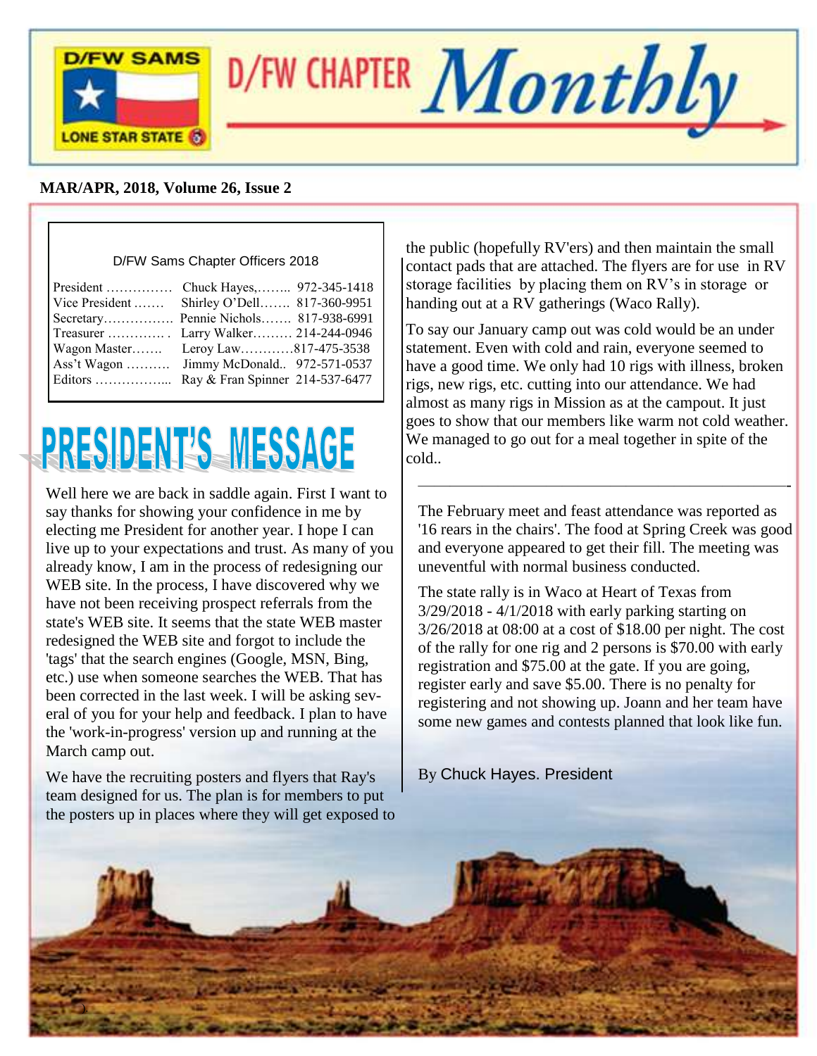# D/FW CHAPTER *Monthly*

D/FW SAMS
LONE STAR STATE

**MAR/APR, 2018, Volume 26, Issue 2**

D/FW Sams Chapter Officers 2018

| | | |
|---|---|---|
| President …………… | Chuck Hayes,…….. | 972-345-1418 |
| Vice President ……. | Shirley O'Dell……. | 817-360-9951 |
| Secretary……………. | Pennie Nichols……. | 817-938-6991 |
| Treasurer …………. . | Larry Walker……… | 214-244-0946 |
| Wagon Master……. | Leroy Law………… | 817-475-3538 |
| Ass't Wagon ………. | Jimmy McDonald.. | 972-571-0537 |
| Editors ……………... | Ray & Fran Spinner | 214-537-6477 |

## PRESIDENT'S MESSAGE

Well here we are back in saddle again. First I want to say thanks for showing your confidence in me by electing me President for another year. I hope I can live up to your expectations and trust. As many of you already know, I am in the process of redesigning our WEB site. In the process, I have discovered why we have not been receiving prospect referrals from the state's WEB site. It seems that the state WEB master redesigned the WEB site and forgot to include the 'tags' that the search engines (Google, MSN, Bing, etc.) use when someone searches the WEB. That has been corrected in the last week. I will be asking several of you for your help and feedback. I plan to have the 'work-in-progress' version up and running at the March camp out.

We have the recruiting posters and flyers that Ray's team designed for us. The plan is for members to put the posters up in places where they will get exposed to the public (hopefully RV'ers) and then maintain the small contact pads that are attached. The flyers are for use in RV storage facilities by placing them on RV's in storage or handing out at a RV gatherings (Waco Rally).

To say our January camp out was cold would be an under statement. Even with cold and rain, everyone seemed to have a good time. We only had 10 rigs with illness, broken rigs, new rigs, etc. cutting into our attendance. We had almost as many rigs in Mission as at the campout. It just goes to show that our members like warm not cold weather. We managed to go out for a meal together in spite of the cold..

---

The February meet and feast attendance was reported as '16 rears in the chairs'. The food at Spring Creek was good and everyone appeared to get their fill. The meeting was uneventful with normal business conducted.

The state rally is in Waco at Heart of Texas from 3/29/2018 - 4/1/2018 with early parking starting on 3/26/2018 at 08:00 at a cost of $18.00 per night. The cost of the rally for one rig and 2 persons is $70.00 with early registration and $75.00 at the gate. If you are going, register early and save $5.00. There is no penalty for registering and not showing up. Joann and her team have some new games and contests planned that look like fun.

By Chuck Hayes. President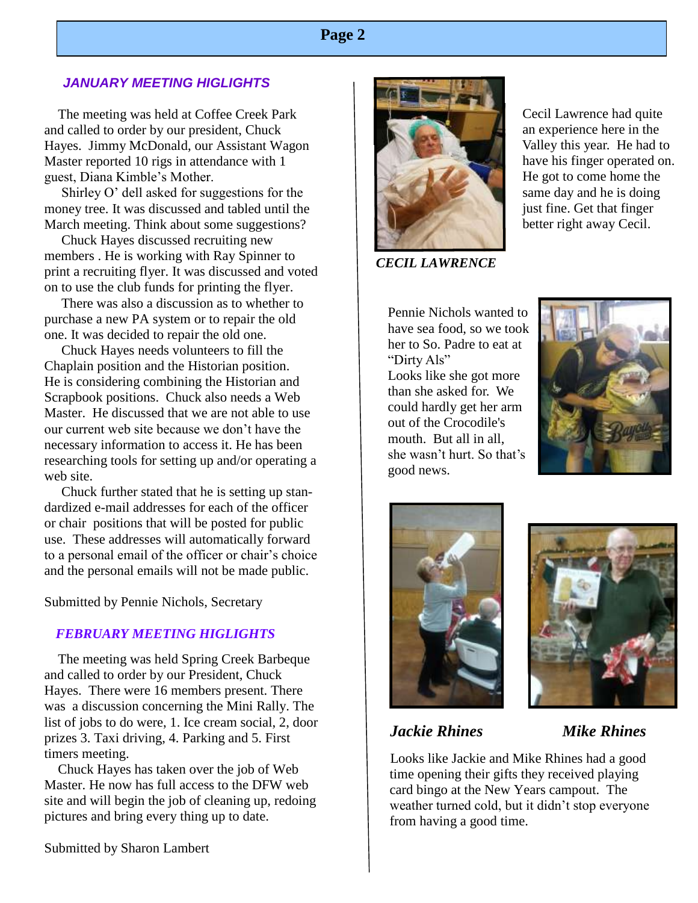### *JANUARY MEETING HIGLIGHTS*

The meeting was held at Coffee Creek Park and called to order by our president, Chuck Hayes. Jimmy McDonald, our Assistant Wagon Master reported 10 rigs in attendance with 1 guest, Diana Kimble's Mother.

Shirley O' dell asked for suggestions for the money tree. It was discussed and tabled until the March meeting. Think about some suggestions?

Chuck Hayes discussed recruiting new members . He is working with Ray Spinner to print a recruiting flyer. It was discussed and voted on to use the club funds for printing the flyer.

There was also a discussion as to whether to purchase a new PA system or to repair the old one. It was decided to repair the old one.

Chuck Hayes needs volunteers to fill the Chaplain position and the Historian position. He is considering combining the Historian and Scrapbook positions. Chuck also needs a Web Master. He discussed that we are not able to use our current web site because we don't have the necessary information to access it. He has been researching tools for setting up and/or operating a web site.

Chuck further stated that he is setting up standardized e-mail addresses for each of the officer or chair positions that will be posted for public use. These addresses will automatically forward to a personal email of the officer or chair's choice and the personal emails will not be made public.

Submitted by Pennie Nichols, Secretary

### *FEBRUARY MEETING HIGLIGHTS*

The meeting was held Spring Creek Barbeque and called to order by our President, Chuck Hayes. There were 16 members present. There was a discussion concerning the Mini Rally. The list of jobs to do were, 1. Ice cream social, 2, door prizes 3. Taxi driving, 4. Parking and 5. First timers meeting.

Chuck Hayes has taken over the job of Web Master. He now has full access to the DFW web site and will begin the job of cleaning up, redoing pictures and bring every thing up to date.

Submitted by Sharon Lambert

***CECIL LAWRENCE***

Cecil Lawrence had quite an experience here in the Valley this year. He had to have his finger operated on. He got to come home the same day and he is doing just fine. Get that finger better right away Cecil.

Pennie Nichols wanted to have sea food, so we took her to So. Padre to eat at "Dirty Als"
Looks like she got more than she asked for. We could hardly get her arm out of the Crocodile's mouth. But all in all, she wasn't hurt. So that's good news.

***Jackie Rhines*** ***Mike Rhines***

Looks like Jackie and Mike Rhines had a good time opening their gifts they received playing card bingo at the New Years campout. The weather turned cold, but it didn't stop everyone from having a good time.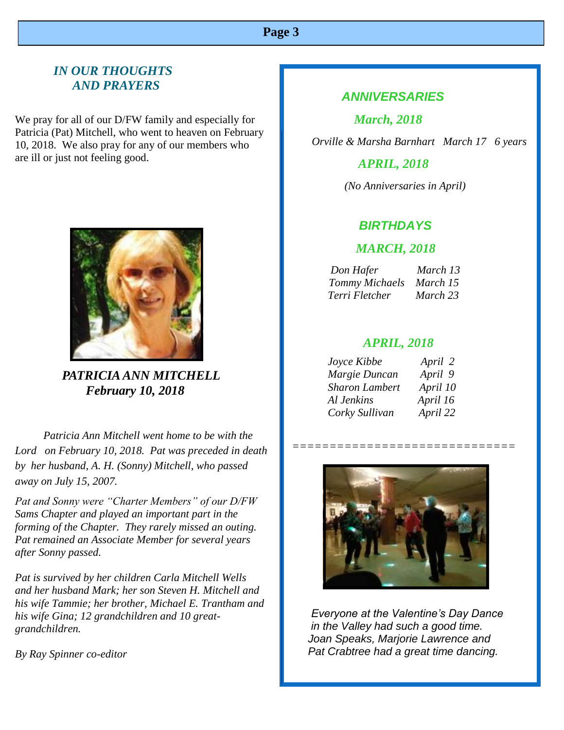## *IN OUR THOUGHTS AND PRAYERS*

We pray for all of our D/FW family and especially for Patricia (Pat) Mitchell, who went to heaven on February 10, 2018. We also pray for any of our members who are ill or just not feeling good.

***PATRICIA ANN MITCHELL***
***February 10, 2018***

*Patricia Ann Mitchell went home to be with the Lord on February 10, 2018. Pat was preceded in death by her husband, A. H. (Sonny) Mitchell, who passed away on July 15, 2007.*

*Pat and Sonny were "Charter Members" of our D/FW Sams Chapter and played an important part in the forming of the Chapter. They rarely missed an outing. Pat remained an Associate Member for several years after Sonny passed.*

*Pat is survived by her children Carla Mitchell Wells and her husband Mark; her son Steven H. Mitchell and his wife Tammie; her brother, Michael E. Trantham and his wife Gina; 12 grandchildren and 10 great-grandchildren.*

*By Ray Spinner co-editor*

## *ANNIVERSARIES*

### *March, 2018*

*Orville & Marsha Barnhart March 17 6 years*

### *APRIL, 2018*

*(No Anniversaries in April)*

## *BIRTHDAYS*

### *MARCH, 2018*

| | |
|---|---|
| *Don Hafer* | *March 13* |
| *Tommy Michaels* | *March 15* |
| *Terri Fletcher* | *March 23* |

### *APRIL, 2018*

| | |
|---|---|
| *Joyce Kibbe* | *April 2* |
| *Margie Duncan* | *April 9* |
| *Sharon Lambert* | *April 10* |
| *Al Jenkins* | *April 16* |
| *Corky Sullivan* | *April 22* |

==============================

*Everyone at the Valentine's Day Dance in the Valley had such a good time. Joan Speaks, Marjorie Lawrence and Pat Crabtree had a great time dancing.*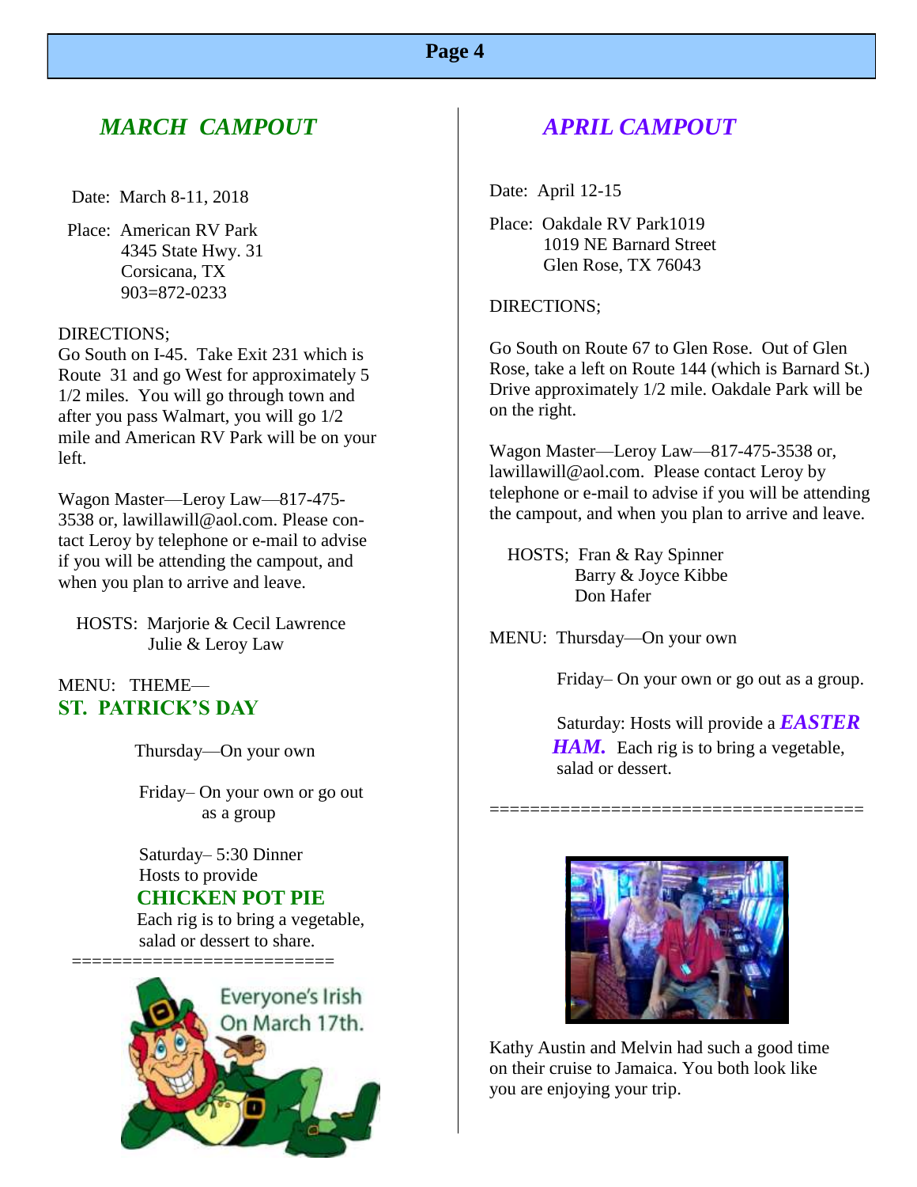## MARCH CAMPOUT

Date: March 8-11, 2018

Place: American RV Park
4345 State Hwy. 31
Corsicana, TX
903=872-0233

DIRECTIONS;
Go South on I-45. Take Exit 231 which is Route 31 and go West for approximately 5 1/2 miles. You will go through town and after you pass Walmart, you will go 1/2 mile and American RV Park will be on your left.

Wagon Master—Leroy Law—817-475-3538 or, lawillawill@aol.com. Please contact Leroy by telephone or e-mail to advise if you will be attending the campout, and when you plan to arrive and leave.

HOSTS: Marjorie & Cecil Lawrence
Julie & Leroy Law

MENU: THEME—
**ST. PATRICK'S DAY**

Thursday—On your own

Friday– On your own or go out as a group

Saturday– 5:30 Dinner
Hosts to provide
**CHICKEN POT PIE**
Each rig is to bring a vegetable, salad or dessert to share.

=========================

Everyone's Irish On March 17th.

## APRIL CAMPOUT

Date: April 12-15

Place: Oakdale RV Park1019
1019 NE Barnard Street
Glen Rose, TX 76043

DIRECTIONS;

Go South on Route 67 to Glen Rose. Out of Glen Rose, take a left on Route 144 (which is Barnard St.) Drive approximately 1/2 mile. Oakdale Park will be on the right.

Wagon Master—Leroy Law—817-475-3538 or, lawillawill@aol.com. Please contact Leroy by telephone or e-mail to advise if you will be attending the campout, and when you plan to arrive and leave.

HOSTS; Fran & Ray Spinner
Barry & Joyce Kibbe
Don Hafer

MENU: Thursday—On your own

Friday– On your own or go out as a group.

Saturday: Hosts will provide a ***EASTER HAM.*** Each rig is to bring a vegetable, salad or dessert.

=====================================

Kathy Austin and Melvin had such a good time on their cruise to Jamaica. You both look like you are enjoying your trip.